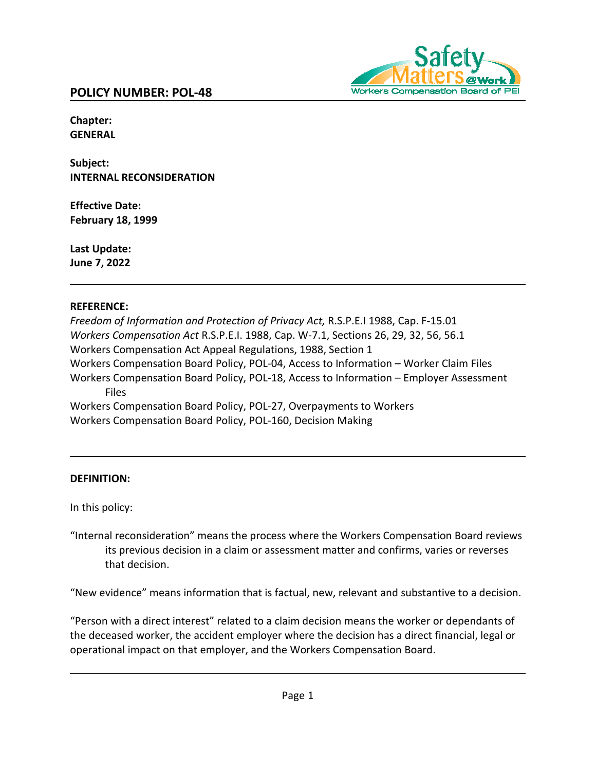## POLICY NUMBER: POL-48

**Chapter:**
**GENERAL**

**Subject:**
**INTERNAL RECONSIDERATION**

**Effective Date:**
**February 18, 1999**

**Last Update:**
**June 7, 2022**

---

**REFERENCE:**

*Freedom of Information and Protection of Privacy Act,* R.S.P.E.I 1988, Cap. F-15.01
*Workers Compensation Act* R.S.P.E.I. 1988, Cap. W-7.1, Sections 26, 29, 32, 56, 56.1
Workers Compensation Act Appeal Regulations, 1988, Section 1
Workers Compensation Board Policy, POL-04, Access to Information – Worker Claim Files
Workers Compensation Board Policy, POL-18, Access to Information – Employer Assessment Files
Workers Compensation Board Policy, POL-27, Overpayments to Workers
Workers Compensation Board Policy, POL-160, Decision Making

---

**DEFINITION:**

In this policy:

"Internal reconsideration" means the process where the Workers Compensation Board reviews its previous decision in a claim or assessment matter and confirms, varies or reverses that decision.

"New evidence" means information that is factual, new, relevant and substantive to a decision.

"Person with a direct interest" related to a claim decision means the worker or dependants of the deceased worker, the accident employer where the decision has a direct financial, legal or operational impact on that employer, and the Workers Compensation Board.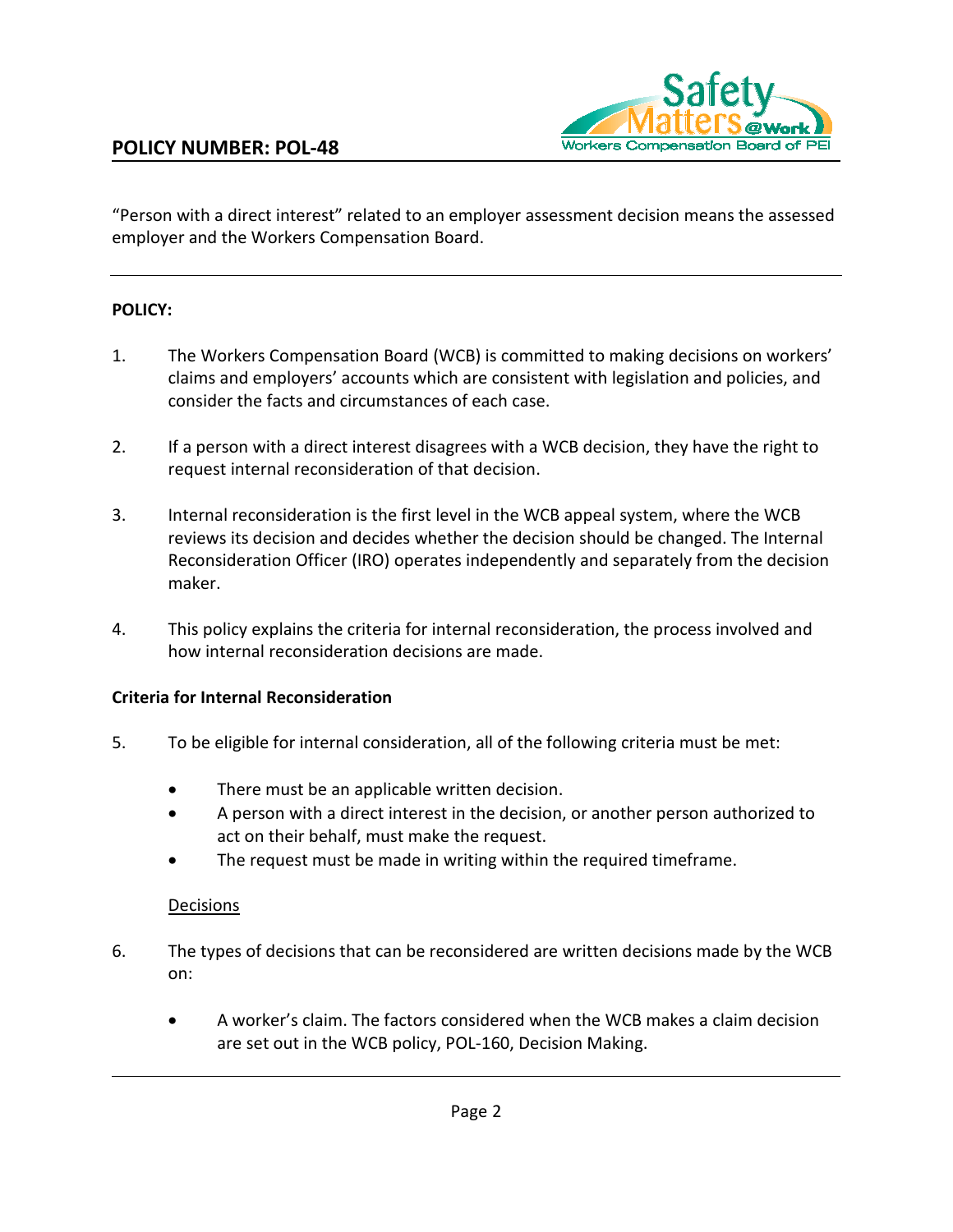"Person with a direct interest" related to an employer assessment decision means the assessed employer and the Workers Compensation Board.

---

**POLICY:**

1. The Workers Compensation Board (WCB) is committed to making decisions on workers' claims and employers' accounts which are consistent with legislation and policies, and consider the facts and circumstances of each case.

2. If a person with a direct interest disagrees with a WCB decision, they have the right to request internal reconsideration of that decision.

3. Internal reconsideration is the first level in the WCB appeal system, where the WCB reviews its decision and decides whether the decision should be changed. The Internal Reconsideration Officer (IRO) operates independently and separately from the decision maker.

4. This policy explains the criteria for internal reconsideration, the process involved and how internal reconsideration decisions are made.

**Criteria for Internal Reconsideration**

5. To be eligible for internal consideration, all of the following criteria must be met:

   - There must be an applicable written decision.
   - A person with a direct interest in the decision, or another person authorized to act on their behalf, must make the request.
   - The request must be made in writing within the required timeframe.

   Decisions

6. The types of decisions that can be reconsidered are written decisions made by the WCB on:

   - A worker's claim. The factors considered when the WCB makes a claim decision are set out in the WCB policy, POL-160, Decision Making.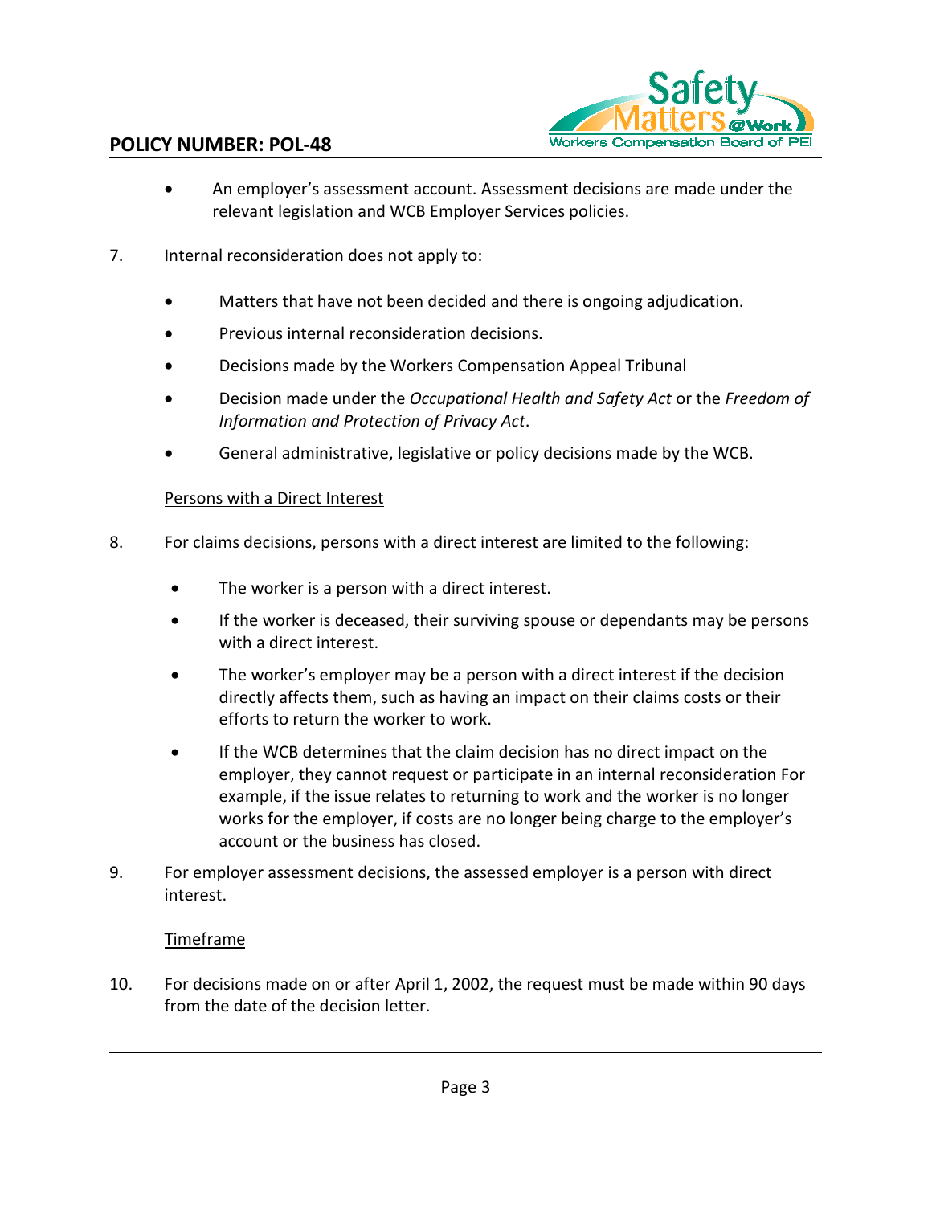- An employer's assessment account. Assessment decisions are made under the relevant legislation and WCB Employer Services policies.

7. Internal reconsideration does not apply to:

   - Matters that have not been decided and there is ongoing adjudication.
   - Previous internal reconsideration decisions.
   - Decisions made by the Workers Compensation Appeal Tribunal
   - Decision made under the *Occupational Health and Safety Act* or the *Freedom of Information and Protection of Privacy Act*.
   - General administrative, legislative or policy decisions made by the WCB.

<u>Persons with a Direct Interest</u>

8. For claims decisions, persons with a direct interest are limited to the following:

   - The worker is a person with a direct interest.
   - If the worker is deceased, their surviving spouse or dependants may be persons with a direct interest.
   - The worker's employer may be a person with a direct interest if the decision directly affects them, such as having an impact on their claims costs or their efforts to return the worker to work.
   - If the WCB determines that the claim decision has no direct impact on the employer, they cannot request or participate in an internal reconsideration For example, if the issue relates to returning to work and the worker is no longer works for the employer, if costs are no longer being charge to the employer's account or the business has closed.

9. For employer assessment decisions, the assessed employer is a person with direct interest.

<u>Timeframe</u>

10. For decisions made on or after April 1, 2002, the request must be made within 90 days from the date of the decision letter.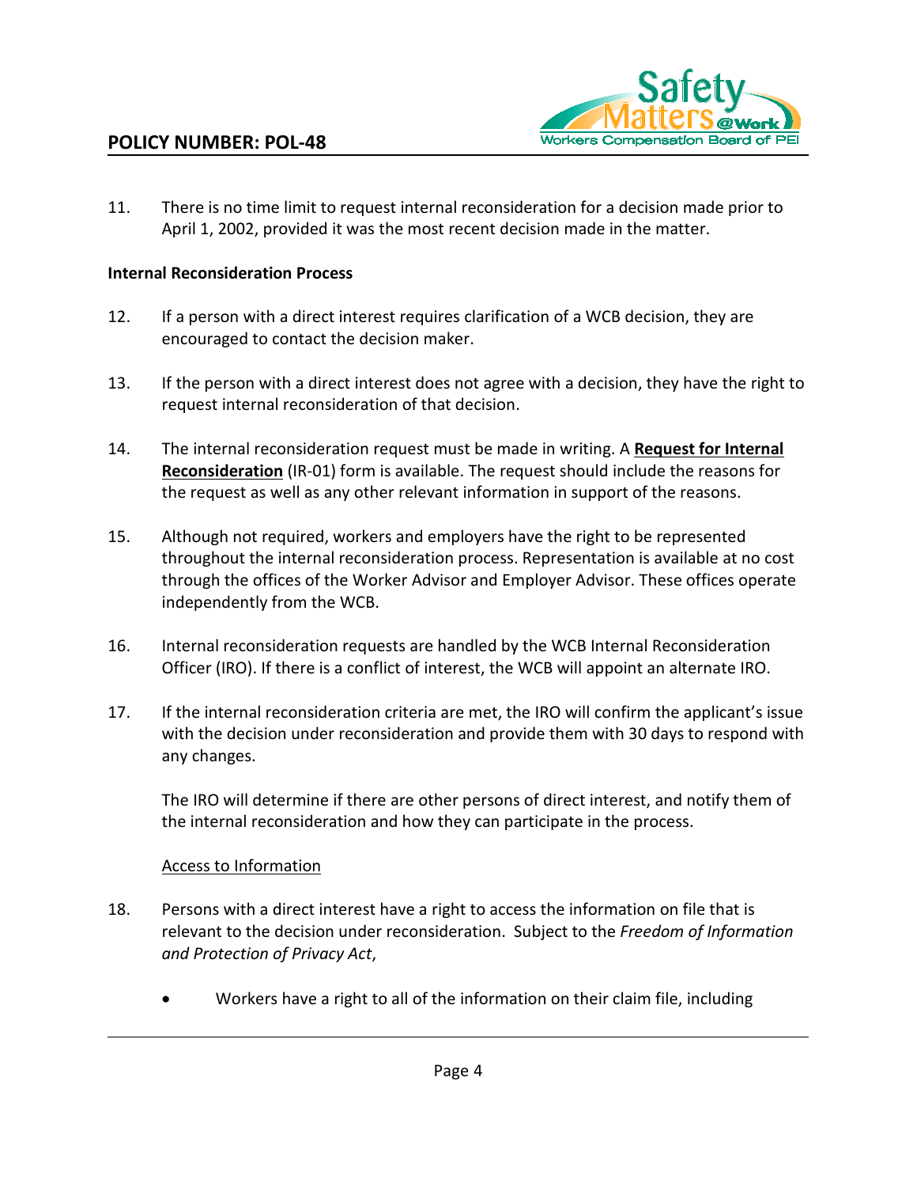11. There is no time limit to request internal reconsideration for a decision made prior to April 1, 2002, provided it was the most recent decision made in the matter.

**Internal Reconsideration Process**

12. If a person with a direct interest requires clarification of a WCB decision, they are encouraged to contact the decision maker.

13. If the person with a direct interest does not agree with a decision, they have the right to request internal reconsideration of that decision.

14. The internal reconsideration request must be made in writing. A **Request for Internal Reconsideration** (IR-01) form is available. The request should include the reasons for the request as well as any other relevant information in support of the reasons.

15. Although not required, workers and employers have the right to be represented throughout the internal reconsideration process. Representation is available at no cost through the offices of the Worker Advisor and Employer Advisor. These offices operate independently from the WCB.

16. Internal reconsideration requests are handled by the WCB Internal Reconsideration Officer (IRO). If there is a conflict of interest, the WCB will appoint an alternate IRO.

17. If the internal reconsideration criteria are met, the IRO will confirm the applicant's issue with the decision under reconsideration and provide them with 30 days to respond with any changes.

    The IRO will determine if there are other persons of direct interest, and notify them of the internal reconsideration and how they can participate in the process.

    Access to Information

18. Persons with a direct interest have a right to access the information on file that is relevant to the decision under reconsideration. Subject to the *Freedom of Information and Protection of Privacy Act*,

    - Workers have a right to all of the information on their claim file, including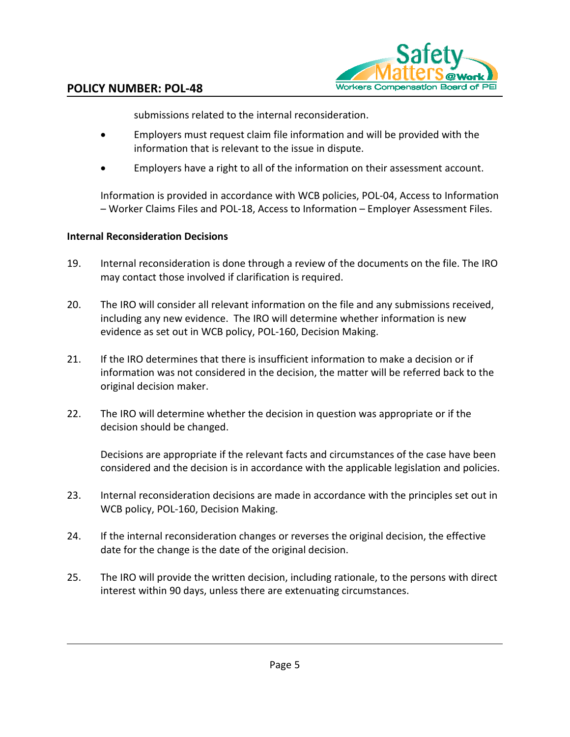submissions related to the internal reconsideration.

- Employers must request claim file information and will be provided with the information that is relevant to the issue in dispute.
- Employers have a right to all of the information on their assessment account.

Information is provided in accordance with WCB policies, POL-04, Access to Information – Worker Claims Files and POL-18, Access to Information – Employer Assessment Files.

**Internal Reconsideration Decisions**

19. Internal reconsideration is done through a review of the documents on the file. The IRO may contact those involved if clarification is required.

20. The IRO will consider all relevant information on the file and any submissions received, including any new evidence. The IRO will determine whether information is new evidence as set out in WCB policy, POL-160, Decision Making.

21. If the IRO determines that there is insufficient information to make a decision or if information was not considered in the decision, the matter will be referred back to the original decision maker.

22. The IRO will determine whether the decision in question was appropriate or if the decision should be changed.

    Decisions are appropriate if the relevant facts and circumstances of the case have been considered and the decision is in accordance with the applicable legislation and policies.

23. Internal reconsideration decisions are made in accordance with the principles set out in WCB policy, POL-160, Decision Making.

24. If the internal reconsideration changes or reverses the original decision, the effective date for the change is the date of the original decision.

25. The IRO will provide the written decision, including rationale, to the persons with direct interest within 90 days, unless there are extenuating circumstances.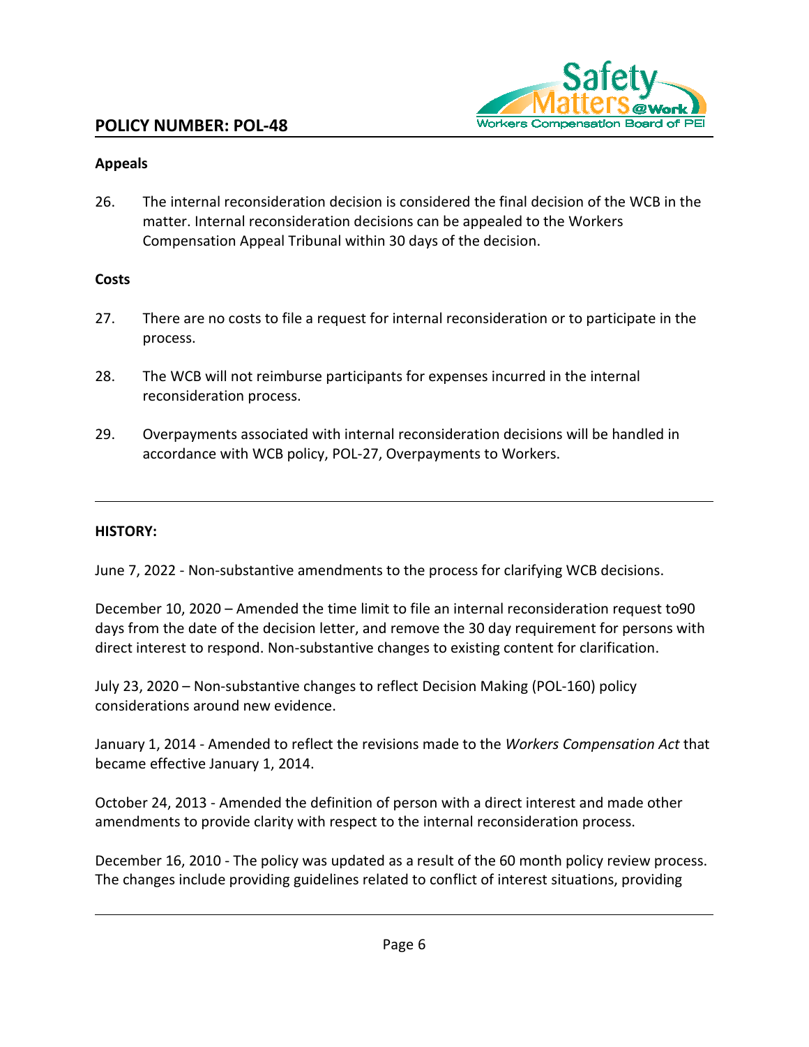### Appeals

26. The internal reconsideration decision is considered the final decision of the WCB in the matter. Internal reconsideration decisions can be appealed to the Workers Compensation Appeal Tribunal within 30 days of the decision.

### Costs

27. There are no costs to file a request for internal reconsideration or to participate in the process.

28. The WCB will not reimburse participants for expenses incurred in the internal reconsideration process.

29. Overpayments associated with internal reconsideration decisions will be handled in accordance with WCB policy, POL-27, Overpayments to Workers.

---

### HISTORY:

June 7, 2022 - Non-substantive amendments to the process for clarifying WCB decisions.

December 10, 2020 – Amended the time limit to file an internal reconsideration request to90 days from the date of the decision letter, and remove the 30 day requirement for persons with direct interest to respond. Non-substantive changes to existing content for clarification.

July 23, 2020 – Non-substantive changes to reflect Decision Making (POL-160) policy considerations around new evidence.

January 1, 2014 - Amended to reflect the revisions made to the *Workers Compensation Act* that became effective January 1, 2014.

October 24, 2013 - Amended the definition of person with a direct interest and made other amendments to provide clarity with respect to the internal reconsideration process.

December 16, 2010 - The policy was updated as a result of the 60 month policy review process. The changes include providing guidelines related to conflict of interest situations, providing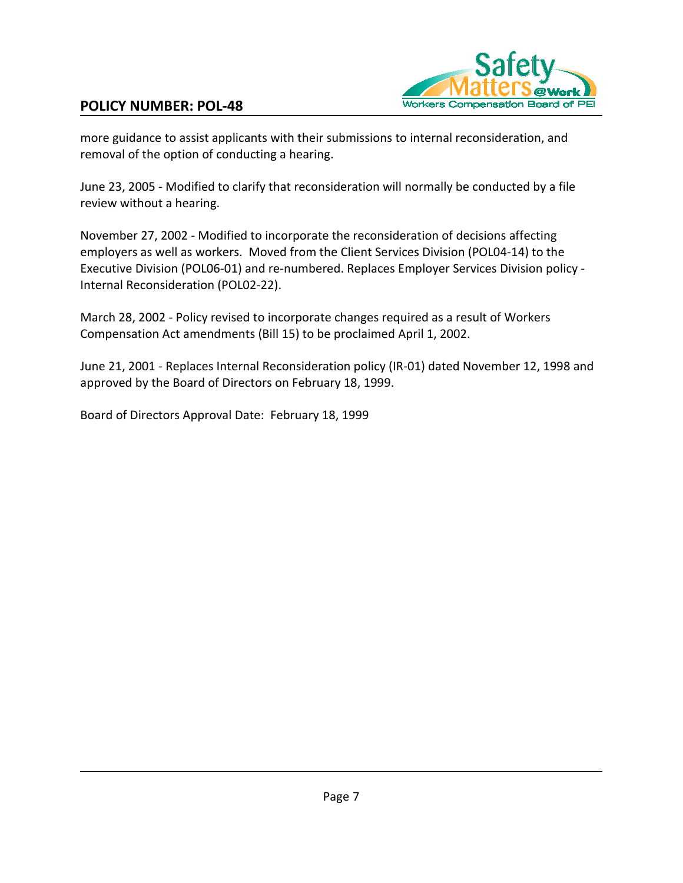more guidance to assist applicants with their submissions to internal reconsideration, and removal of the option of conducting a hearing.

June 23, 2005 - Modified to clarify that reconsideration will normally be conducted by a file review without a hearing.

November 27, 2002 - Modified to incorporate the reconsideration of decisions affecting employers as well as workers. Moved from the Client Services Division (POL04-14) to the Executive Division (POL06-01) and re-numbered. Replaces Employer Services Division policy - Internal Reconsideration (POL02-22).

March 28, 2002 - Policy revised to incorporate changes required as a result of Workers Compensation Act amendments (Bill 15) to be proclaimed April 1, 2002.

June 21, 2001 - Replaces Internal Reconsideration policy (IR-01) dated November 12, 1998 and approved by the Board of Directors on February 18, 1999.

Board of Directors Approval Date: February 18, 1999